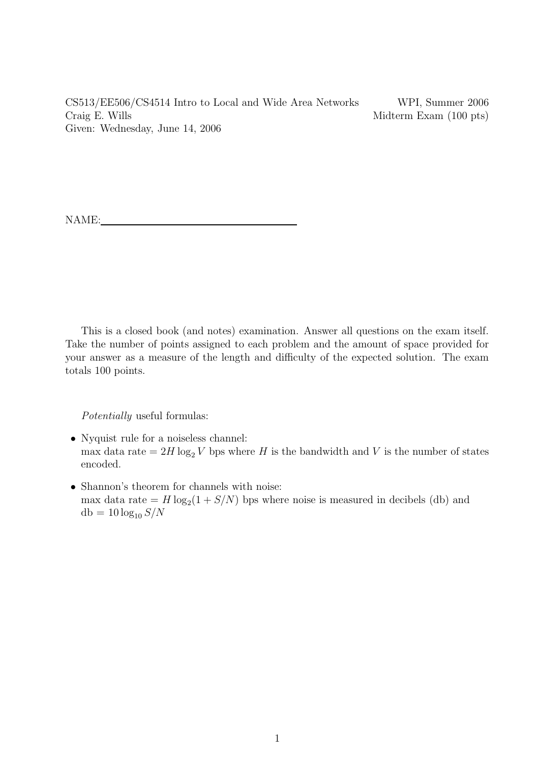CS513/EE506/CS4514 Intro to Local and Wide Area Networks — WPI, Summer 2006

Craig E. Wills — Midterm Exam (100 pts)

Given: Wednesday, June 14, 2006

NAME: ____________________________________

This is a closed book (and notes) examination. Answer all questions on the exam itself. Take the number of points assigned to each problem and the amount of space provided for your answer as a measure of the length and difficulty of the expected solution. The exam totals 100 points.

*Potentially* useful formulas:

- Nyquist rule for a noiseless channel:
  max data rate $= 2H \log_2 V$ bps where $H$ is the bandwidth and $V$ is the number of states encoded.
- Shannon's theorem for channels with noise:
  max data rate $= H \log_2(1 + S/N)$ bps where noise is measured in decibels (db) and $\text{db} = 10 \log_{10} S/N$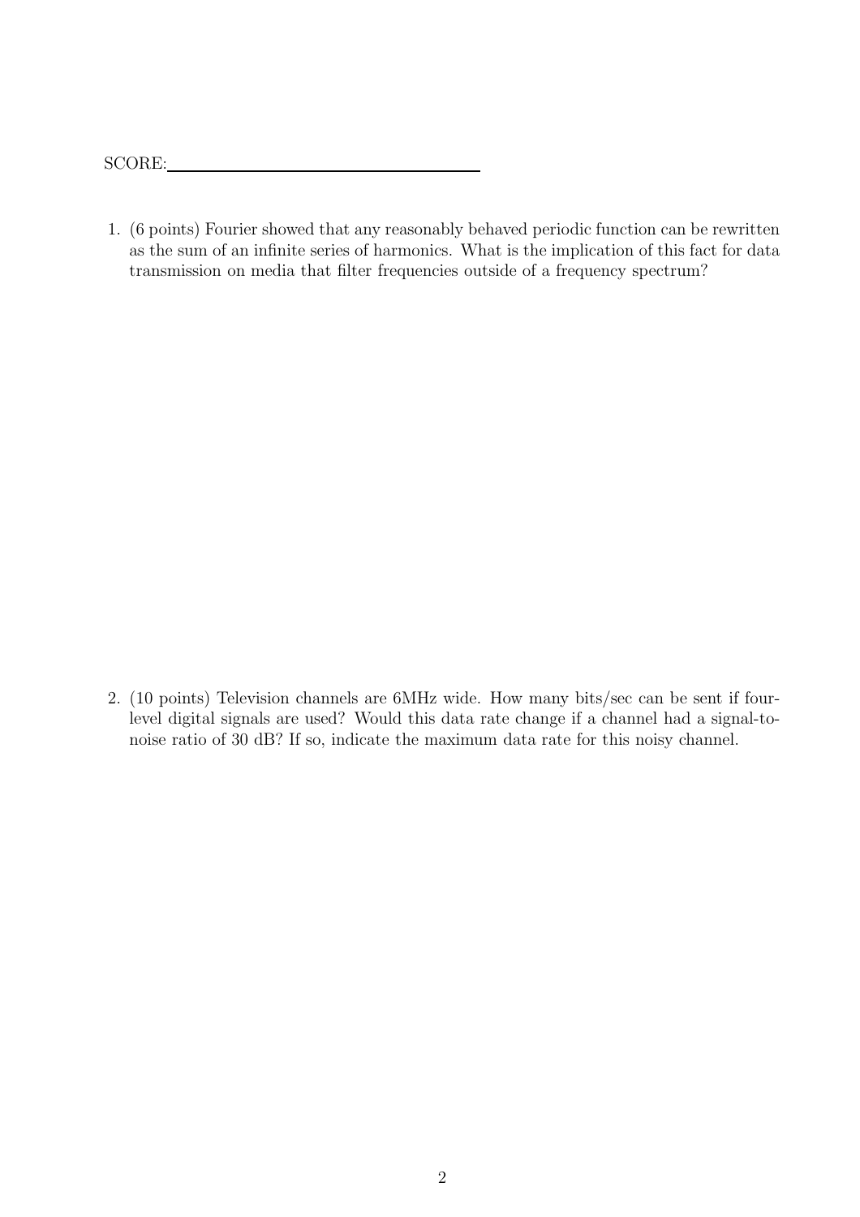SCORE: ___________________________

1. (6 points) Fourier showed that any reasonably behaved periodic function can be rewritten as the sum of an infinite series of harmonics. What is the implication of this fact for data transmission on media that filter frequencies outside of a frequency spectrum?

2. (10 points) Television channels are 6MHz wide. How many bits/sec can be sent if four-level digital signals are used? Would this data rate change if a channel had a signal-to-noise ratio of 30 dB? If so, indicate the maximum data rate for this noisy channel.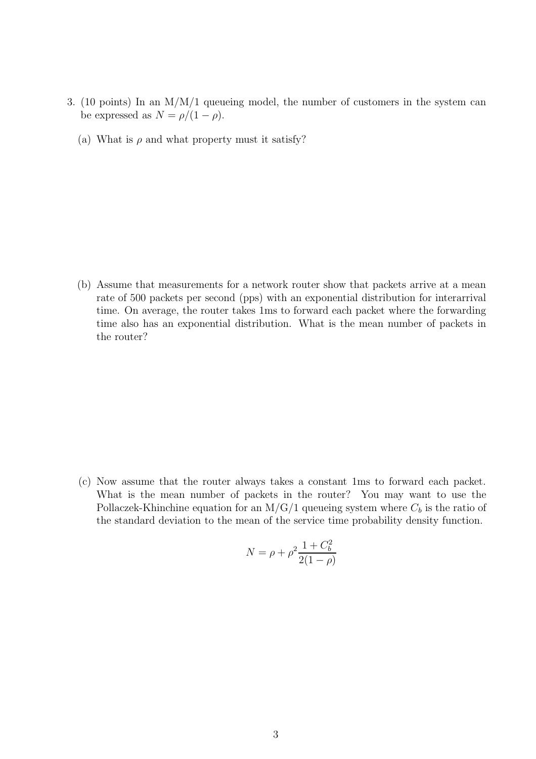3. (10 points) In an M/M/1 queueing model, the number of customers in the system can be expressed as $N = \rho/(1-\rho)$.

   (a) What is $\rho$ and what property must it satisfy?

   (b) Assume that measurements for a network router show that packets arrive at a mean rate of 500 packets per second (pps) with an exponential distribution for interarrival time. On average, the router takes 1ms to forward each packet where the forwarding time also has an exponential distribution. What is the mean number of packets in the router?

   (c) Now assume that the router always takes a constant 1ms to forward each packet. What is the mean number of packets in the router? You may want to use the Pollaczek-Khinchine equation for an M/G/1 queueing system where $C_b$ is the ratio of the standard deviation to the mean of the service time probability density function.

$$N = \rho + \rho^2 \frac{1 + C_b^2}{2(1-\rho)}$$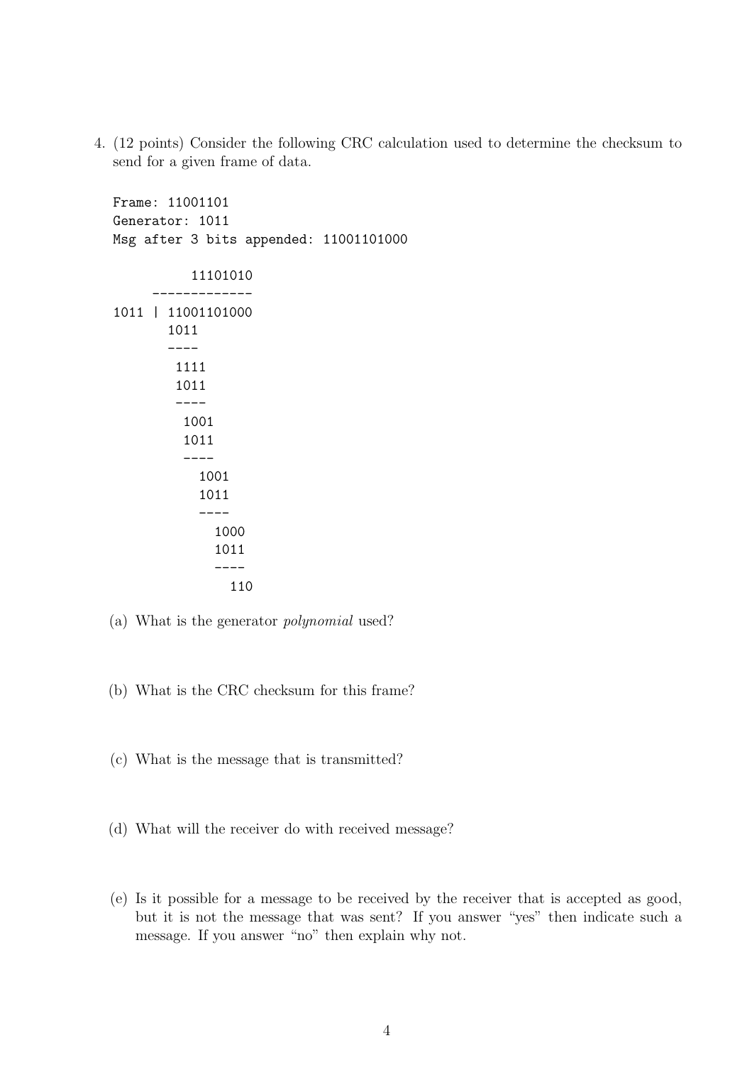4. (12 points) Consider the following CRC calculation used to determine the checksum to send for a given frame of data.

```
Frame: 11001101
Generator: 1011
Msg after 3 bits appended: 11001101000

          11101010
      -------------
1011 | 11001101000
       1011
       ----
        1111
        1011
        ----
         1001
         1011
         ----
           1001
           1011
           ----
             1000
             1011
             ----
               110
```

(a) What is the generator *polynomial* used?

(b) What is the CRC checksum for this frame?

(c) What is the message that is transmitted?

(d) What will the receiver do with received message?

(e) Is it possible for a message to be received by the receiver that is accepted as good, but it is not the message that was sent? If you answer "yes" then indicate such a message. If you answer "no" then explain why not.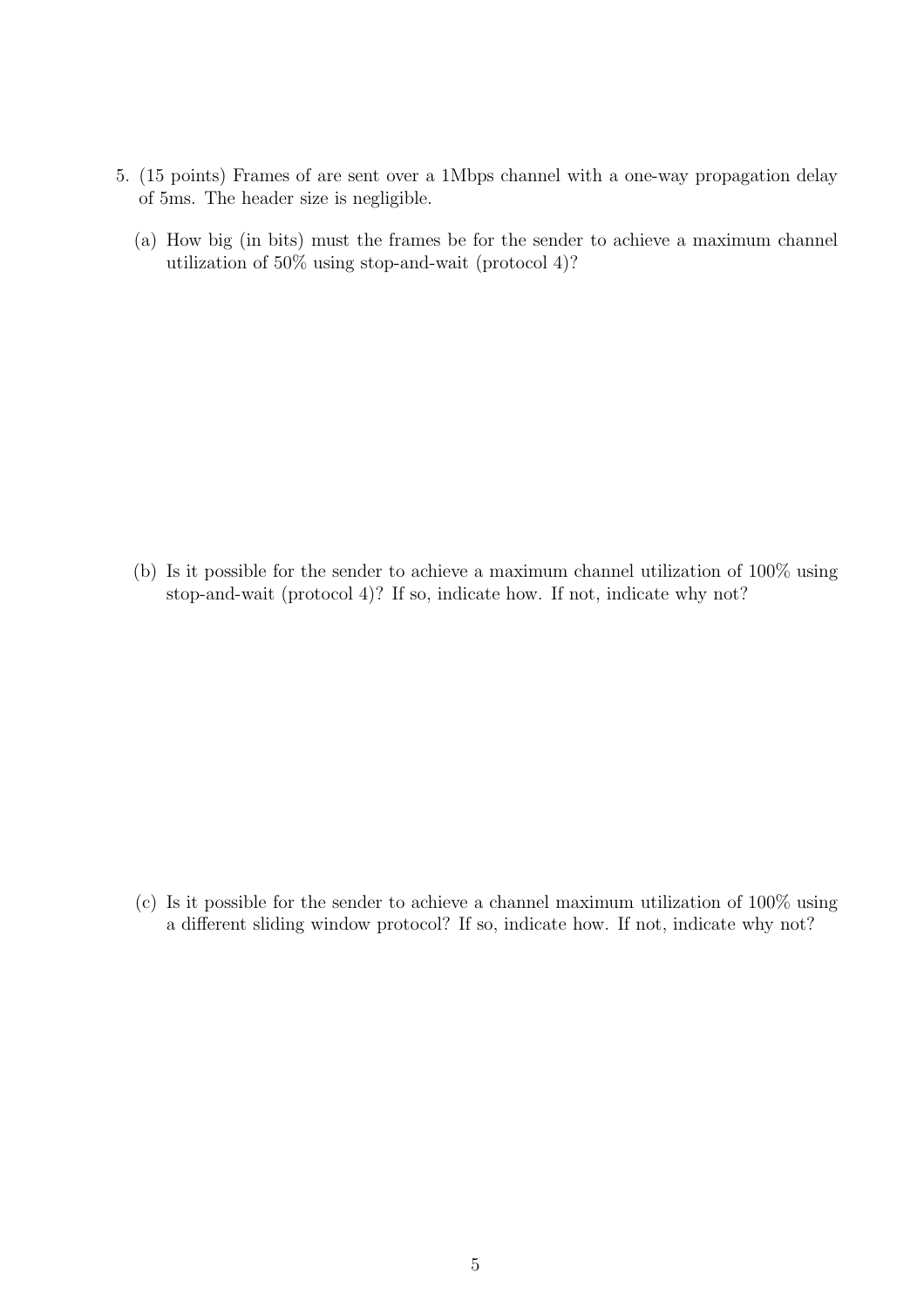5. (15 points) Frames of are sent over a 1Mbps channel with a one-way propagation delay of 5ms. The header size is negligible.

   (a) How big (in bits) must the frames be for the sender to achieve a maximum channel utilization of 50% using stop-and-wait (protocol 4)?

   (b) Is it possible for the sender to achieve a maximum channel utilization of 100% using stop-and-wait (protocol 4)? If so, indicate how. If not, indicate why not?

   (c) Is it possible for the sender to achieve a channel maximum utilization of 100% using a different sliding window protocol? If so, indicate how. If not, indicate why not?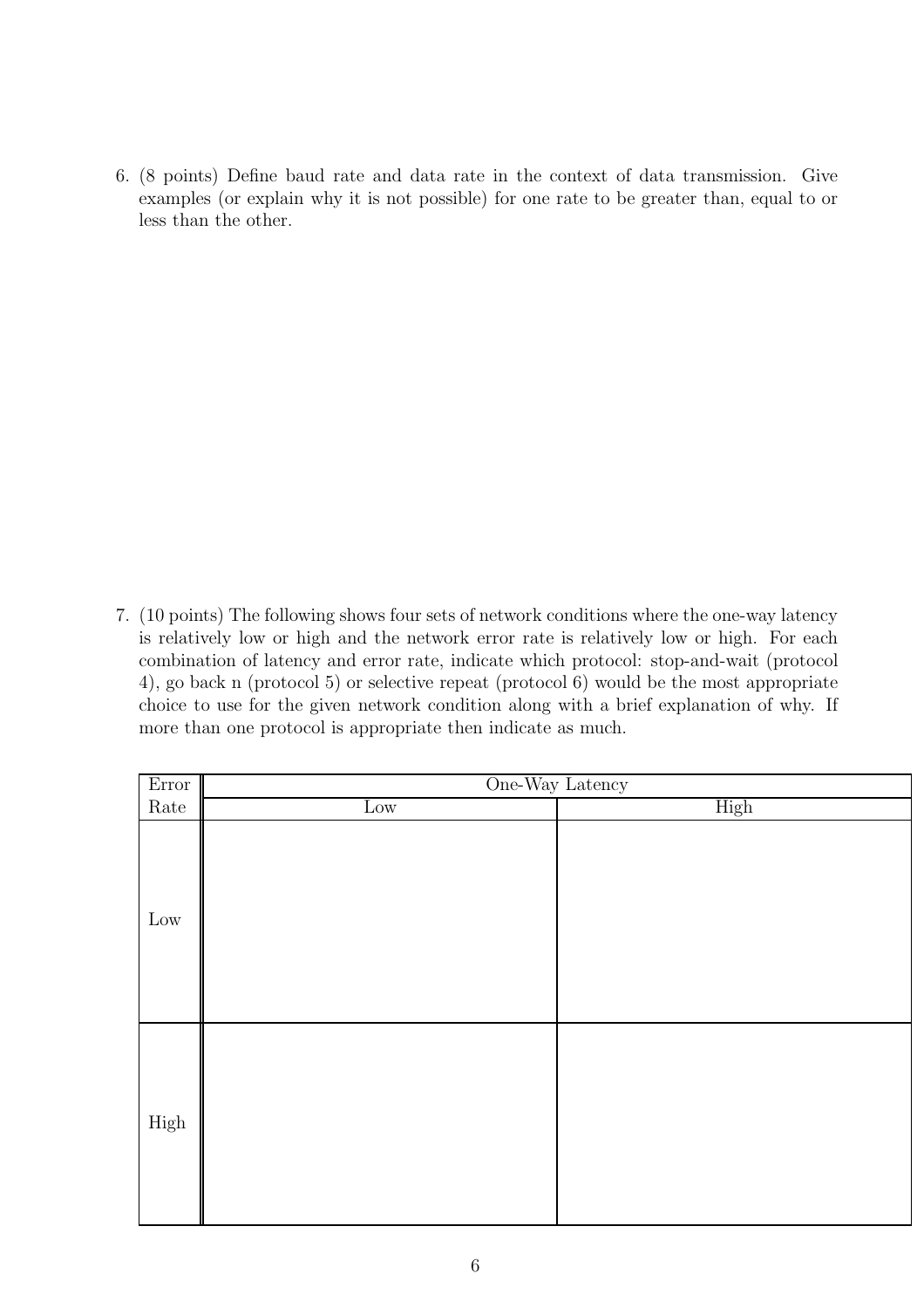6. (8 points) Define baud rate and data rate in the context of data transmission. Give examples (or explain why it is not possible) for one rate to be greater than, equal to or less than the other.

7. (10 points) The following shows four sets of network conditions where the one-way latency is relatively low or high and the network error rate is relatively low or high. For each combination of latency and error rate, indicate which protocol: stop-and-wait (protocol 4), go back n (protocol 5) or selective repeat (protocol 6) would be the most appropriate choice to use for the given network condition along with a brief explanation of why. If more than one protocol is appropriate then indicate as much.

| Error Rate | One-Way Latency | |
|---|---|---|
| | Low | High |
| Low | | |
| High | | |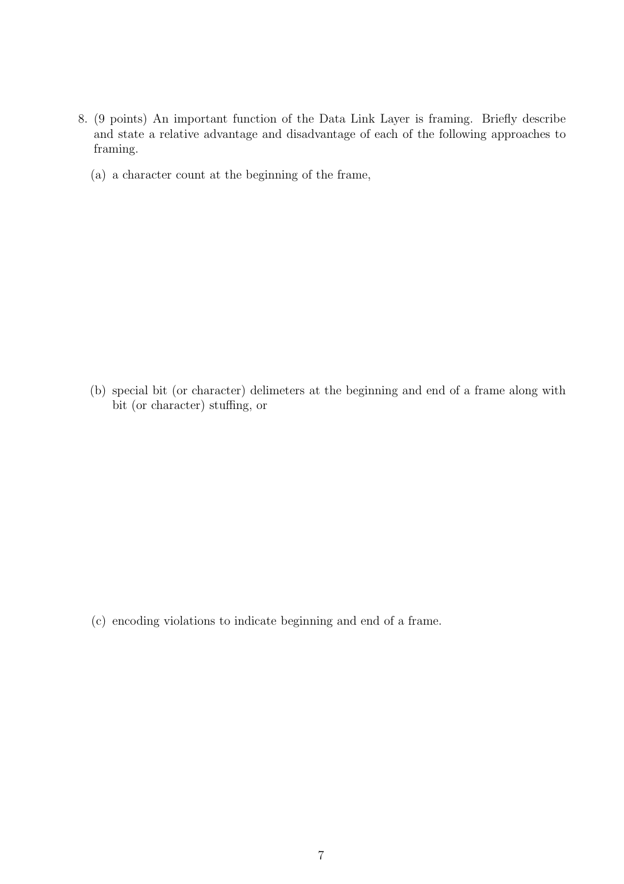8. (9 points) An important function of the Data Link Layer is framing. Briefly describe and state a relative advantage and disadvantage of each of the following approaches to framing.

   (a) a character count at the beginning of the frame,

   (b) special bit (or character) delimeters at the beginning and end of a frame along with bit (or character) stuffing, or

   (c) encoding violations to indicate beginning and end of a frame.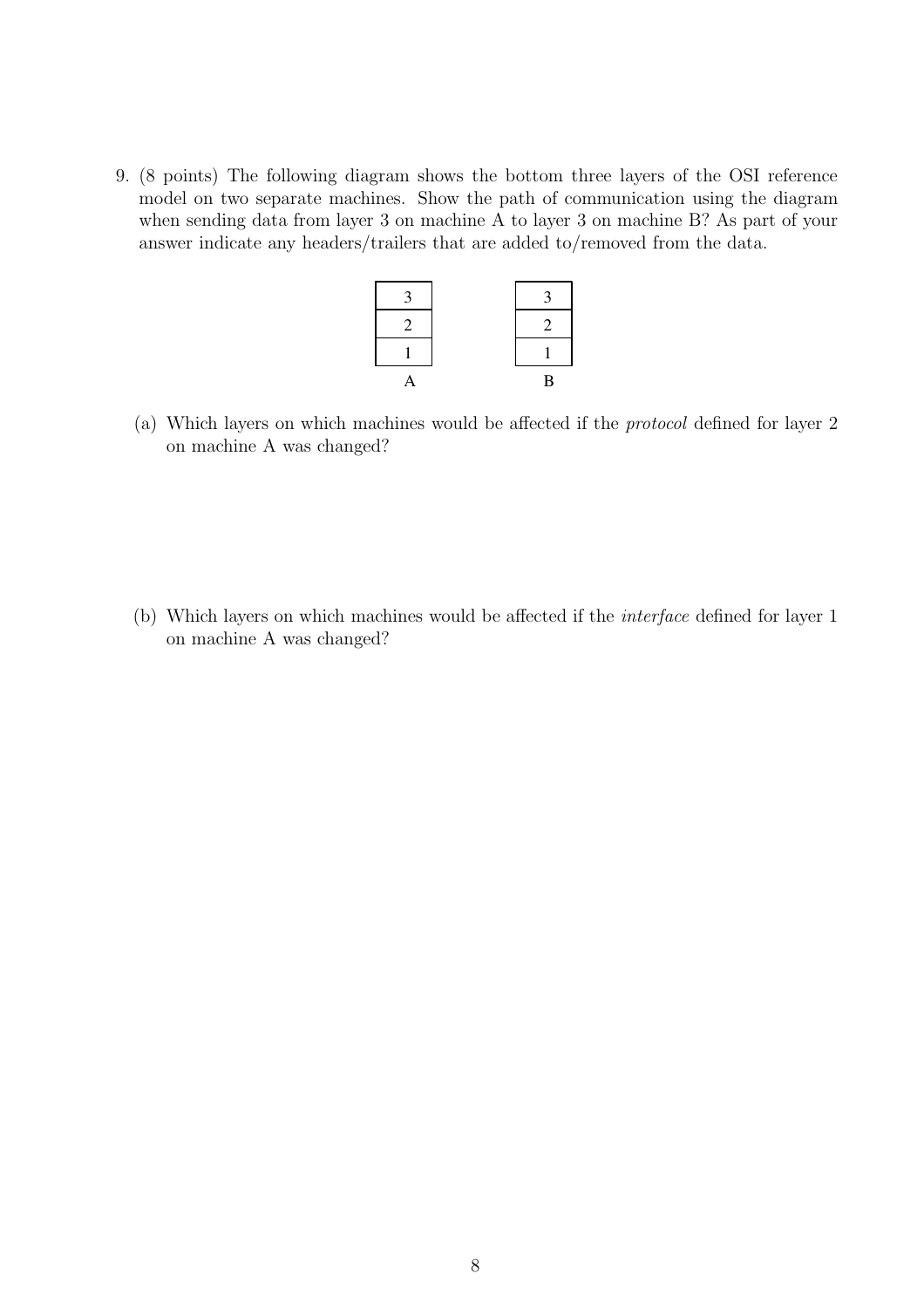9. (8 points) The following diagram shows the bottom three layers of the OSI reference model on two separate machines. Show the path of communication using the diagram when sending data from layer 3 on machine A to layer 3 on machine B? As part of your answer indicate any headers/trailers that are added to/removed from the data.

| A | B |
|---|---|
| 3 | 3 |
| 2 | 2 |
| 1 | 1 |

   (a) Which layers on which machines would be affected if the *protocol* defined for layer 2 on machine A was changed?

   (b) Which layers on which machines would be affected if the *interface* defined for layer 1 on machine A was changed?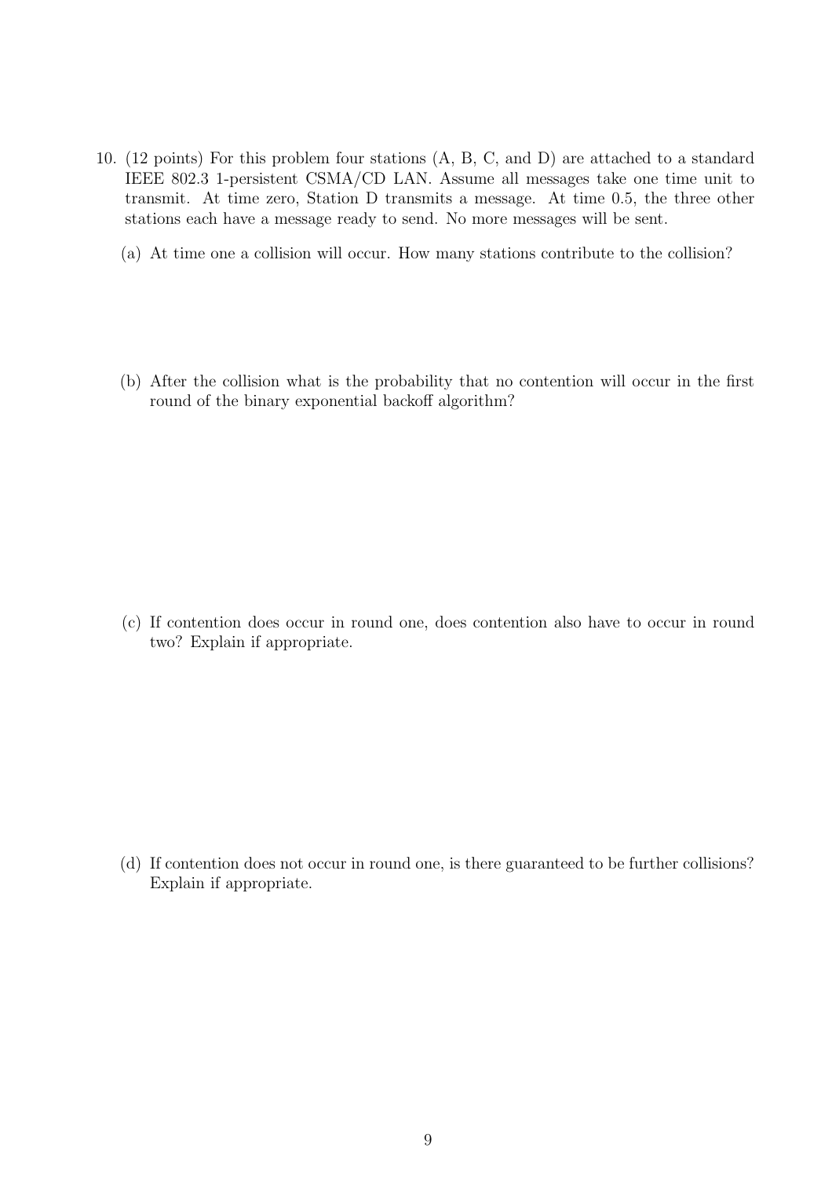10. (12 points) For this problem four stations (A, B, C, and D) are attached to a standard IEEE 802.3 1-persistent CSMA/CD LAN. Assume all messages take one time unit to transmit. At time zero, Station D transmits a message. At time 0.5, the three other stations each have a message ready to send. No more messages will be sent.

    (a) At time one a collision will occur. How many stations contribute to the collision?

    (b) After the collision what is the probability that no contention will occur in the first round of the binary exponential backoff algorithm?

    (c) If contention does occur in round one, does contention also have to occur in round two? Explain if appropriate.

    (d) If contention does not occur in round one, is there guaranteed to be further collisions? Explain if appropriate.